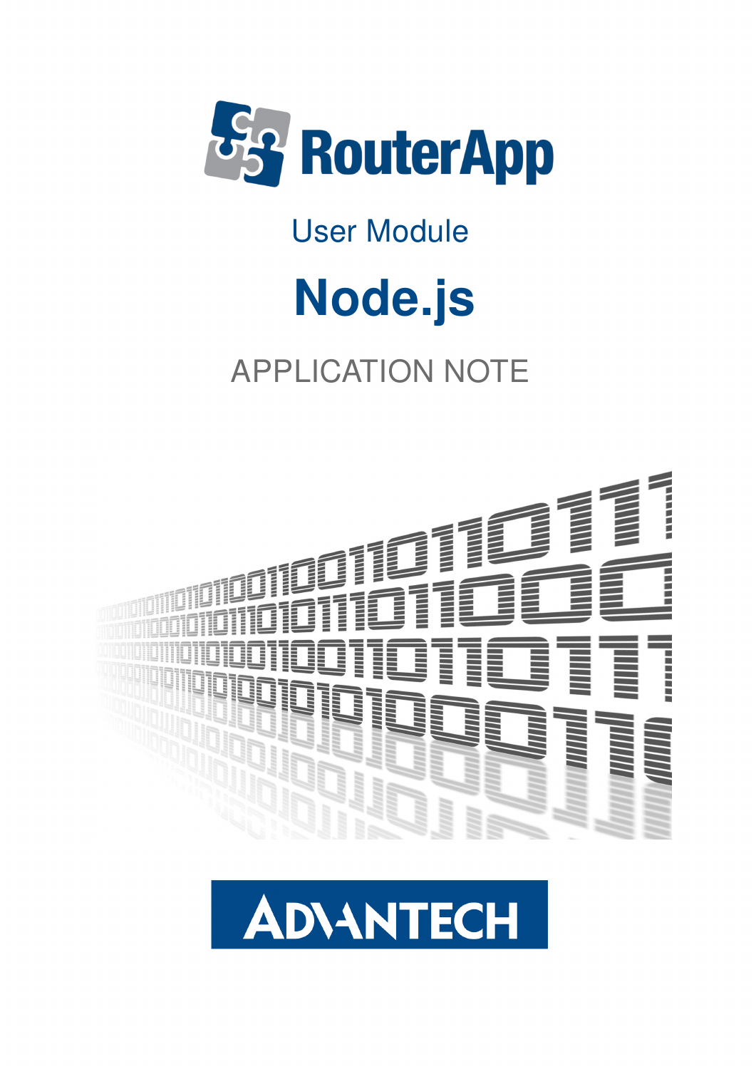RouterApp

User Module

# Node.js

APPLICATION NOTE

ADVANTECH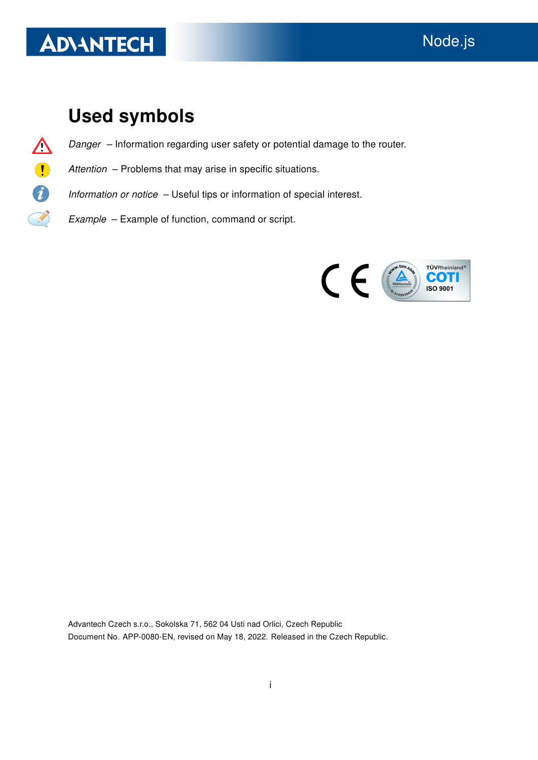## Used symbols

*Danger* – Information regarding user safety or potential damage to the router.

*Attention* – Problems that may arise in specific situations.

*Information or notice* – Useful tips or information of special interest.

*Example* – Example of function, command or script.

Advantech Czech s.r.o., Sokolska 71, 562 04 Usti nad Orlici, Czech Republic
Document No. APP-0080-EN, revised on May 18, 2022. Released in the Czech Republic.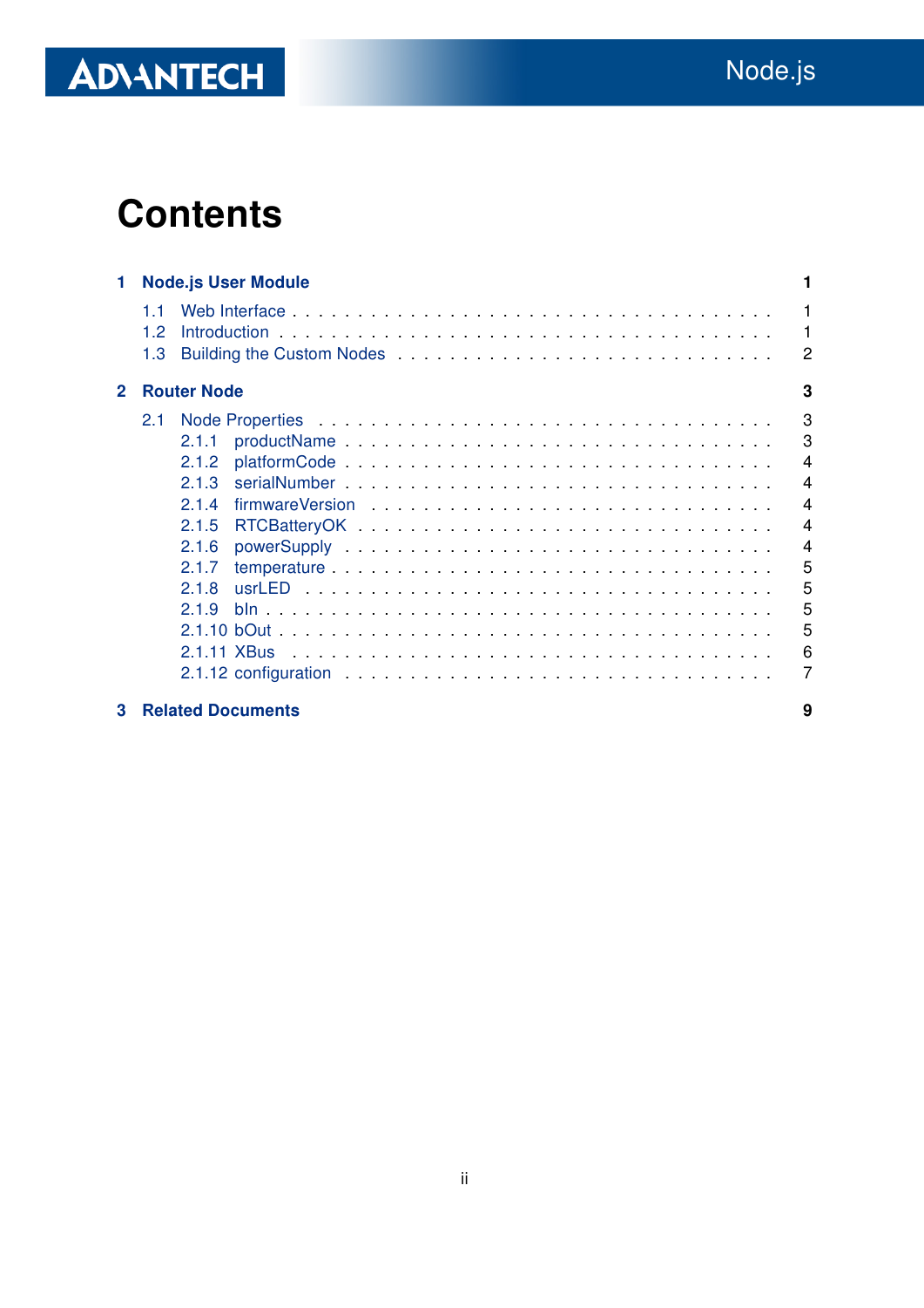# Contents

**1 Node.js User Module** **1**

1.1 Web Interface . . . . . . . . . . . . . . . . . . . . . . . . . . . . . . . . . . . 1
1.2 Introduction . . . . . . . . . . . . . . . . . . . . . . . . . . . . . . . . . . . 1
1.3 Building the Custom Nodes . . . . . . . . . . . . . . . . . . . . . . . . . . . 2

**2 Router Node** **3**

2.1 Node Properties . . . . . . . . . . . . . . . . . . . . . . . . . . . . . . . . . 3
2.1.1 productName . . . . . . . . . . . . . . . . . . . . . . . . . . . . . . 3
2.1.2 platformCode . . . . . . . . . . . . . . . . . . . . . . . . . . . . . . 4
2.1.3 serialNumber . . . . . . . . . . . . . . . . . . . . . . . . . . . . . . 4
2.1.4 firmwareVersion . . . . . . . . . . . . . . . . . . . . . . . . . . . . 4
2.1.5 RTCBatteryOK . . . . . . . . . . . . . . . . . . . . . . . . . . . . . 4
2.1.6 powerSupply . . . . . . . . . . . . . . . . . . . . . . . . . . . . . . 4
2.1.7 temperature . . . . . . . . . . . . . . . . . . . . . . . . . . . . . . . 5
2.1.8 usrLED . . . . . . . . . . . . . . . . . . . . . . . . . . . . . . . . . 5
2.1.9 bIn . . . . . . . . . . . . . . . . . . . . . . . . . . . . . . . . . . . 5
2.1.10 bOut . . . . . . . . . . . . . . . . . . . . . . . . . . . . . . . . . . 5
2.1.11 XBus . . . . . . . . . . . . . . . . . . . . . . . . . . . . . . . . . . 6
2.1.12 configuration . . . . . . . . . . . . . . . . . . . . . . . . . . . . . . 7

**3 Related Documents** **9**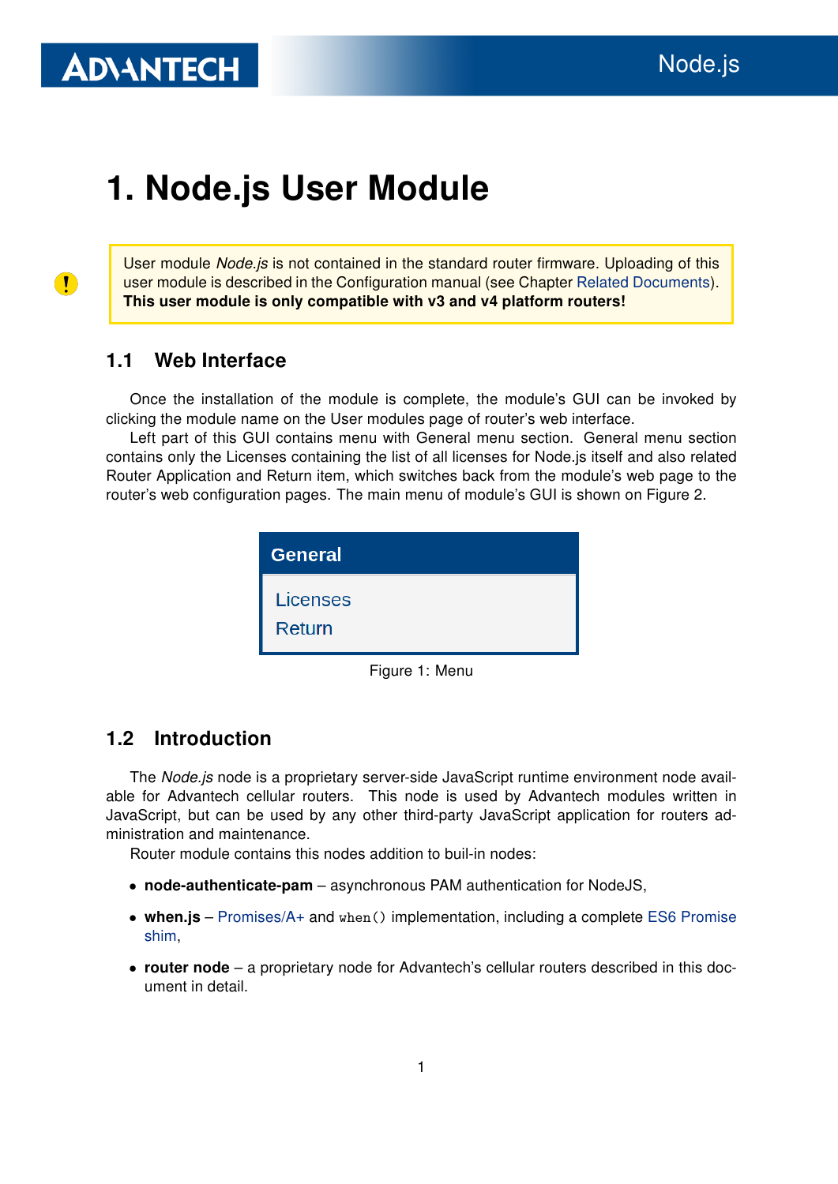# 1. Node.js User Module

> User module *Node.js* is not contained in the standard router firmware. Uploading of this user module is described in the Configuration manual (see Chapter Related Documents).
> **This user module is only compatible with v3 and v4 platform routers!**

## 1.1 Web Interface

Once the installation of the module is complete, the module's GUI can be invoked by clicking the module name on the User modules page of router's web interface.

Left part of this GUI contains menu with General menu section. General menu section contains only the Licenses containing the list of all licenses for Node.js itself and also related Router Application and Return item, which switches back from the module's web page to the router's web configuration pages. The main menu of module's GUI is shown on Figure 2.

| General |
|---|
| Licenses |
| Return |

Figure 1: Menu

## 1.2 Introduction

The *Node.js* node is a proprietary server-side JavaScript runtime environment node available for Advantech cellular routers. This node is used by Advantech modules written in JavaScript, but can be used by any other third-party JavaScript application for routers administration and maintenance.

Router module contains this nodes addition to buil-in nodes:

- **node-authenticate-pam** – asynchronous PAM authentication for NodeJS,
- **when.js** – Promises/A+ and `when()` implementation, including a complete ES6 Promise shim,
- **router node** – a proprietary node for Advantech's cellular routers described in this document in detail.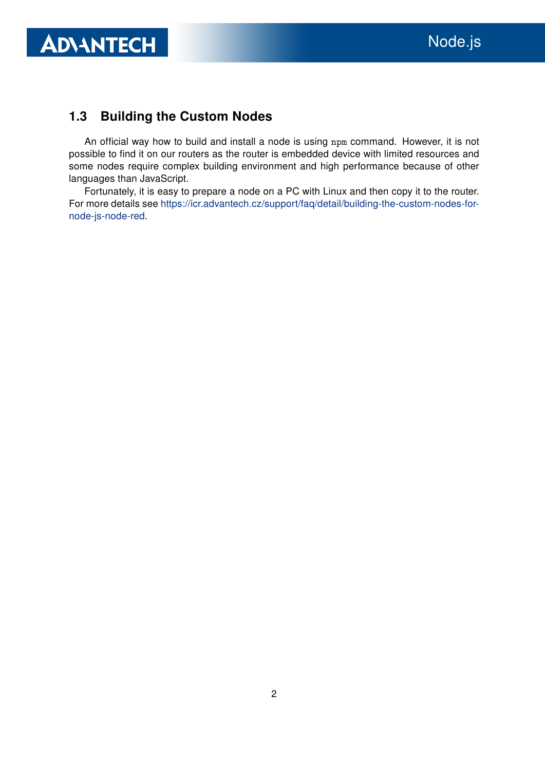## 1.3 Building the Custom Nodes

An official way how to build and install a node is using `npm` command. However, it is not possible to find it on our routers as the router is embedded device with limited resources and some nodes require complex building environment and high performance because of other languages than JavaScript.

Fortunately, it is easy to prepare a node on a PC with Linux and then copy it to the router. For more details see https://icr.advantech.cz/support/faq/detail/building-the-custom-nodes-for-node-js-node-red.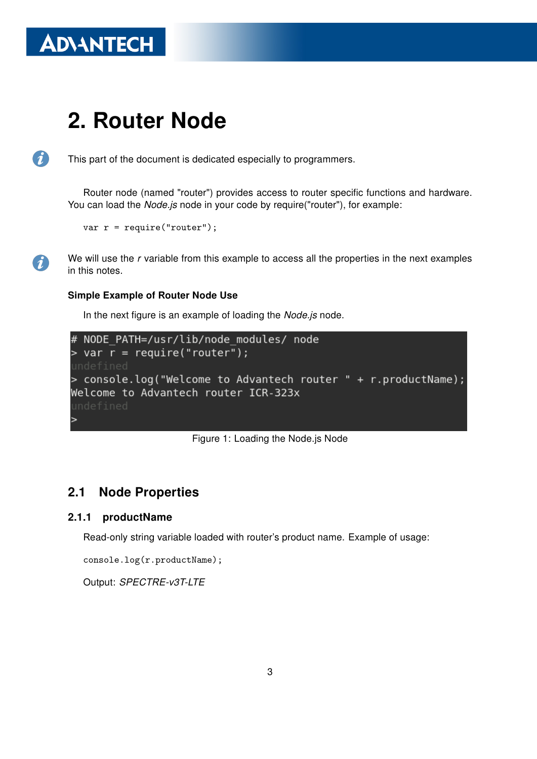# 2. Router Node

This part of the document is dedicated especially to programmers.

Router node (named "router") provides access to router specific functions and hardware. You can load the *Node.js* node in your code by require("router"), for example:

```
var r = require("router");
```

We will use the *r* variable from this example to access all the properties in the next examples in this notes.

**Simple Example of Router Node Use**

In the next figure is an example of loading the *Node.js* node.

```
# NODE_PATH=/usr/lib/node_modules/ node
> var r = require("router");
undefined
> console.log("Welcome to Advantech router " + r.productName);
Welcome to Advantech router ICR-323x
undefined
>
```

Figure 1: Loading the Node.js Node

## 2.1 Node Properties

### 2.1.1 productName

Read-only string variable loaded with router's product name. Example of usage:

```
console.log(r.productName);
```

Output: *SPECTRE-v3T-LTE*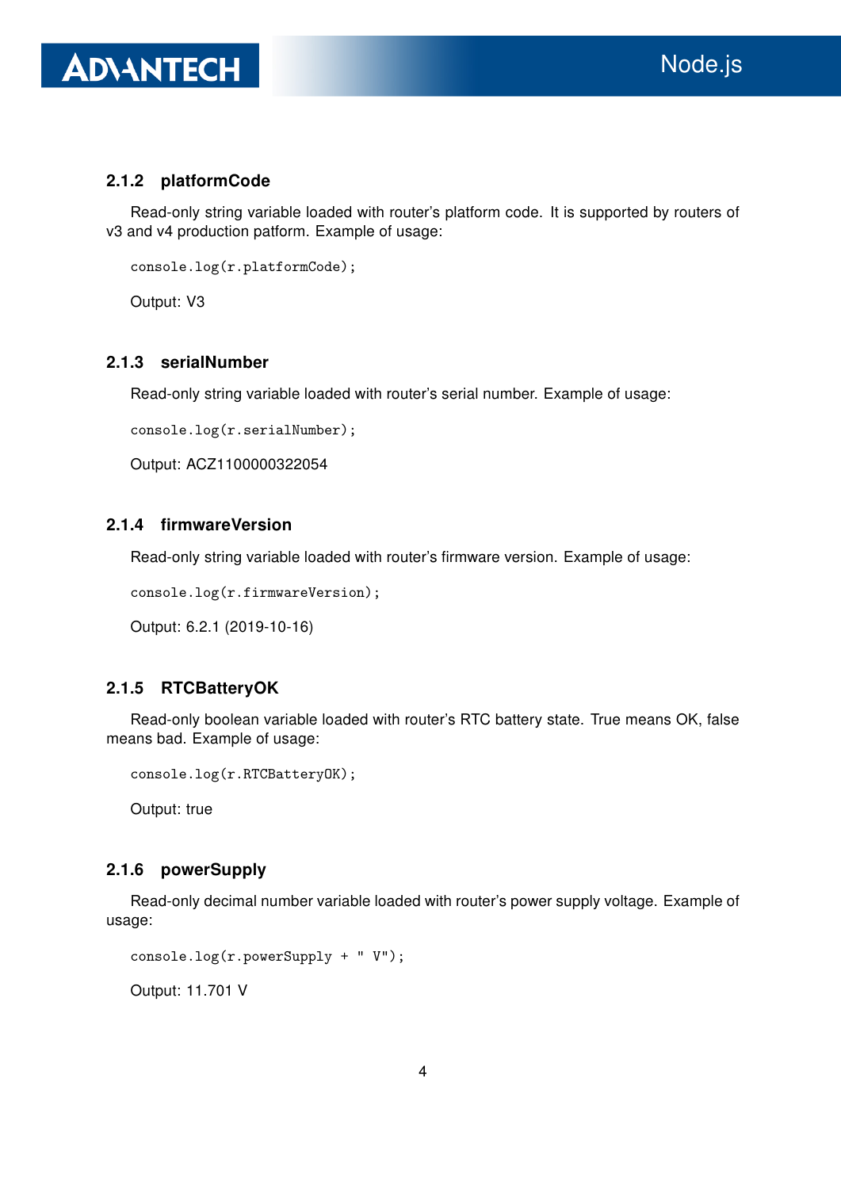### 2.1.2 platformCode

Read-only string variable loaded with router's platform code. It is supported by routers of v3 and v4 production patform. Example of usage:

```
console.log(r.platformCode);
```

Output: V3

### 2.1.3 serialNumber

Read-only string variable loaded with router's serial number. Example of usage:

```
console.log(r.serialNumber);
```

Output: ACZ1100000322054

### 2.1.4 firmwareVersion

Read-only string variable loaded with router's firmware version. Example of usage:

```
console.log(r.firmwareVersion);
```

Output: 6.2.1 (2019-10-16)

### 2.1.5 RTCBatteryOK

Read-only boolean variable loaded with router's RTC battery state. True means OK, false means bad. Example of usage:

```
console.log(r.RTCBatteryOK);
```

Output: true

### 2.1.6 powerSupply

Read-only decimal number variable loaded with router's power supply voltage. Example of usage:

```
console.log(r.powerSupply + " V");
```

Output: 11.701 V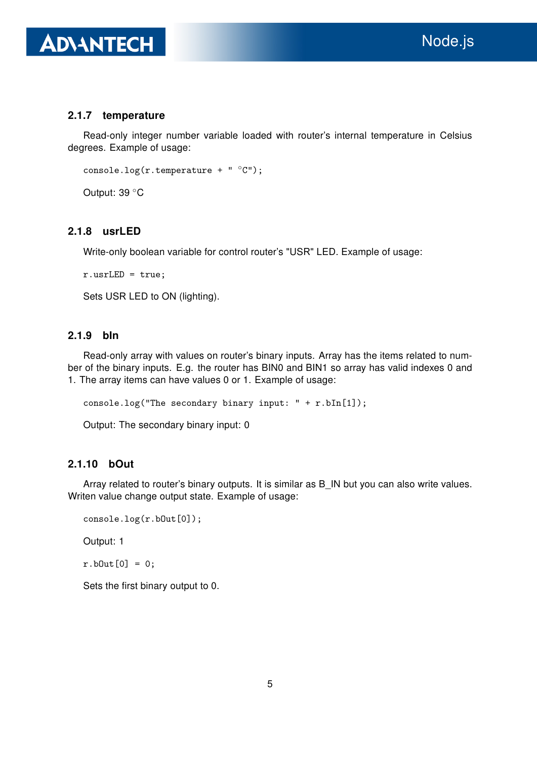### 2.1.7 temperature

Read-only integer number variable loaded with router's internal temperature in Celsius degrees. Example of usage:

```
console.log(r.temperature + " °C");
```

Output: 39 °C

### 2.1.8 usrLED

Write-only boolean variable for control router's "USR" LED. Example of usage:

```
r.usrLED = true;
```

Sets USR LED to ON (lighting).

### 2.1.9 bIn

Read-only array with values on router's binary inputs. Array has the items related to number of the binary inputs. E.g. the router has BIN0 and BIN1 so array has valid indexes 0 and 1. The array items can have values 0 or 1. Example of usage:

```
console.log("The secondary binary input: " + r.bIn[1]);
```

Output: The secondary binary input: 0

### 2.1.10 bOut

Array related to router's binary outputs. It is similar as B_IN but you can also write values. Writen value change output state. Example of usage:

```
console.log(r.bOut[0]);
```

Output: 1

```
r.bOut[0] = 0;
```

Sets the first binary output to 0.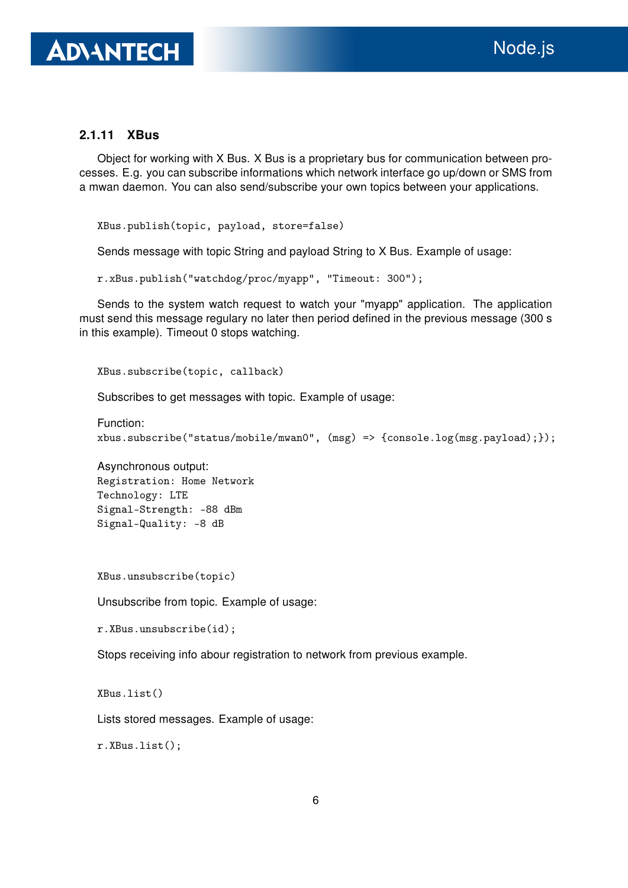### 2.1.11 XBus

Object for working with X Bus. X Bus is a proprietary bus for communication between processes. E.g. you can subscribe informations which network interface go up/down or SMS from a mwan daemon. You can also send/subscribe your own topics between your applications.

```
XBus.publish(topic, payload, store=false)
```

Sends message with topic String and payload String to X Bus. Example of usage:

```
r.xBus.publish("watchdog/proc/myapp", "Timeout: 300");
```

Sends to the system watch request to watch your "myapp" application. The application must send this message regulary no later then period defined in the previous message (300 s in this example). Timeout 0 stops watching.

```
XBus.subscribe(topic, callback)
```

Subscribes to get messages with topic. Example of usage:

Function:

```
xbus.subscribe("status/mobile/mwan0", (msg) => {console.log(msg.payload);});
```

Asynchronous output:

```
Registration: Home Network
Technology: LTE
Signal-Strength: -88 dBm
Signal-Quality: -8 dB
```

```
XBus.unsubscribe(topic)
```

Unsubscribe from topic. Example of usage:

```
r.XBus.unsubscribe(id);
```

Stops receiving info abour registration to network from previous example.

```
XBus.list()
```

Lists stored messages. Example of usage:

```
r.XBus.list();
```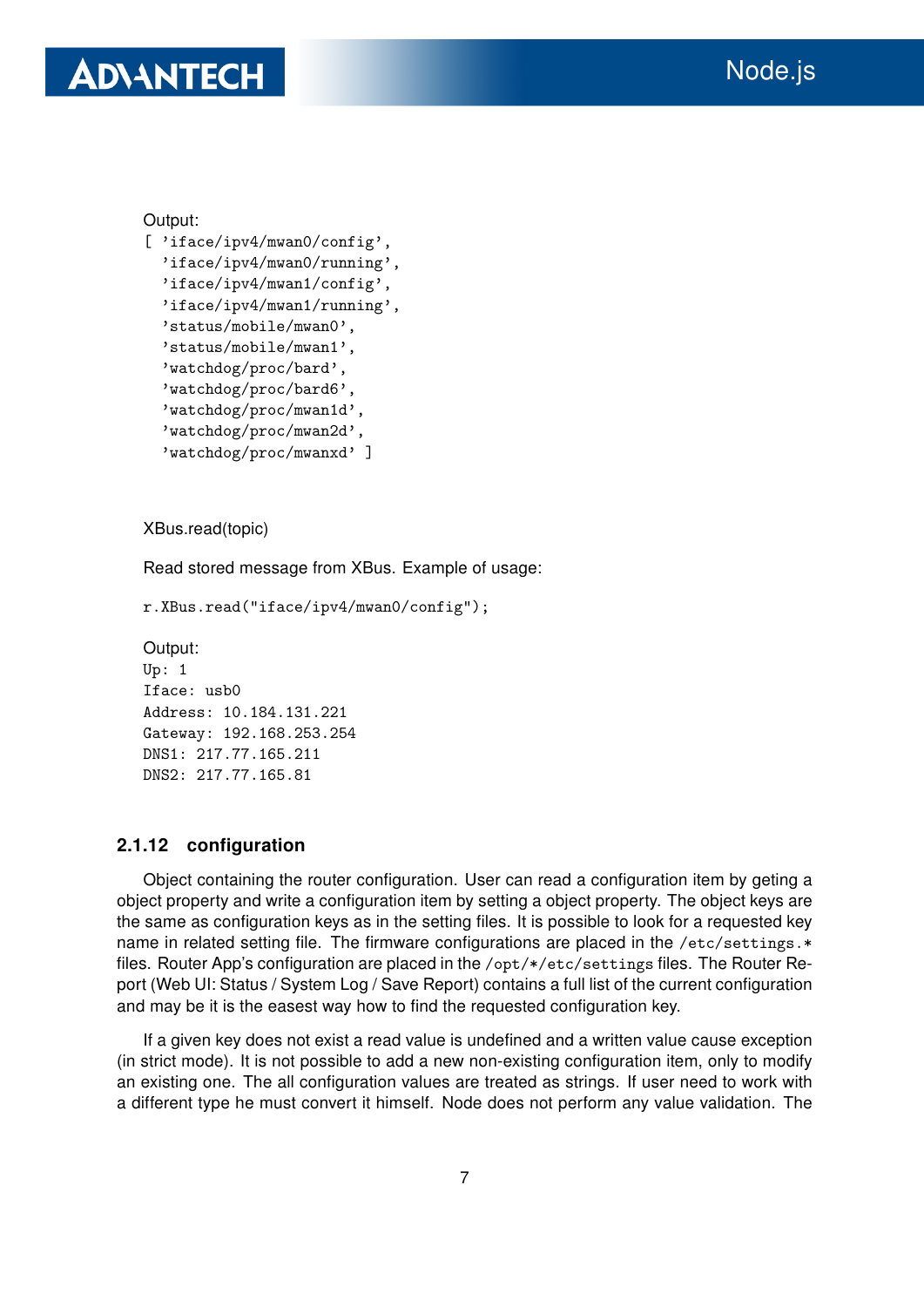Output:

```
[ 'iface/ipv4/mwan0/config',
  'iface/ipv4/mwan0/running',
  'iface/ipv4/mwan1/config',
  'iface/ipv4/mwan1/running',
  'status/mobile/mwan0',
  'status/mobile/mwan1',
  'watchdog/proc/bard',
  'watchdog/proc/bard6',
  'watchdog/proc/mwan1d',
  'watchdog/proc/mwan2d',
  'watchdog/proc/mwanxd' ]
```

XBus.read(topic)

Read stored message from XBus. Example of usage:

```
r.XBus.read("iface/ipv4/mwan0/config");
```

Output:

```
Up: 1
Iface: usb0
Address: 10.184.131.221
Gateway: 192.168.253.254
DNS1: 217.77.165.211
DNS2: 217.77.165.81
```

### 2.1.12 configuration

Object containing the router configuration. User can read a configuration item by geting a object property and write a configuration item by setting a object property. The object keys are the same as configuration keys as in the setting files. It is possible to look for a requested key name in related setting file. The firmware configurations are placed in the `/etc/settings.*` files. Router App's configuration are placed in the `/opt/*/etc/settings` files. The Router Report (Web UI: Status / System Log / Save Report) contains a full list of the current configuration and may be it is the easest way how to find the requested configuration key.

If a given key does not exist a read value is undefined and a written value cause exception (in strict mode). It is not possible to add a new non-existing configuration item, only to modify an existing one. The all configuration values are treated as strings. If user need to work with a different type he must convert it himself. Node does not perform any value validation. The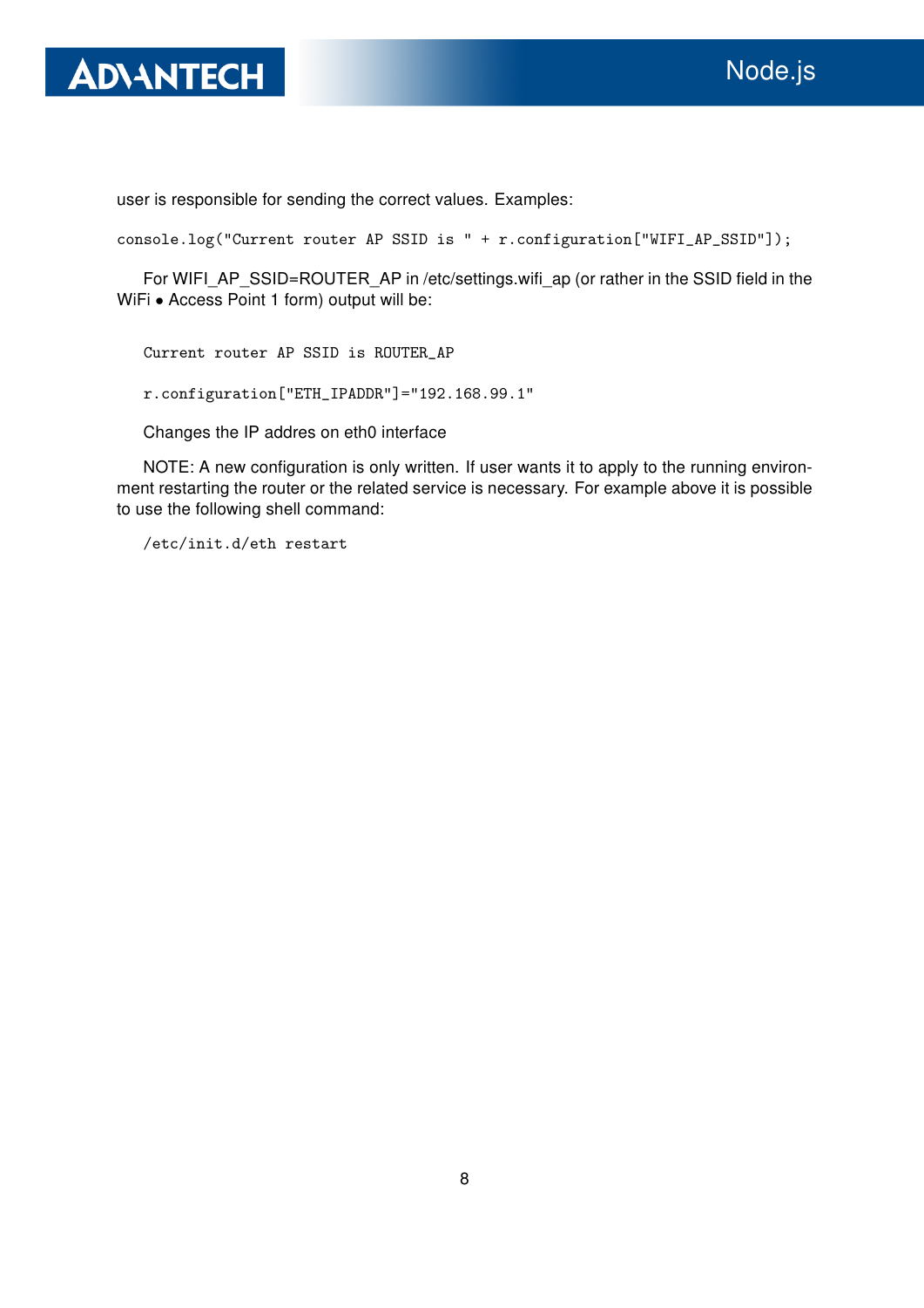user is responsible for sending the correct values. Examples:

```
console.log("Current router AP SSID is " + r.configuration["WIFI_AP_SSID"]);
```

For WIFI_AP_SSID=ROUTER_AP in /etc/settings.wifi_ap (or rather in the SSID field in the WiFi • Access Point 1 form) output will be:

```
Current router AP SSID is ROUTER_AP
```

```
r.configuration["ETH_IPADDR"]="192.168.99.1"
```

Changes the IP addres on eth0 interface

NOTE: A new configuration is only written. If user wants it to apply to the running environment restarting the router or the related service is necessary. For example above it is possible to use the following shell command:

```
/etc/init.d/eth restart
```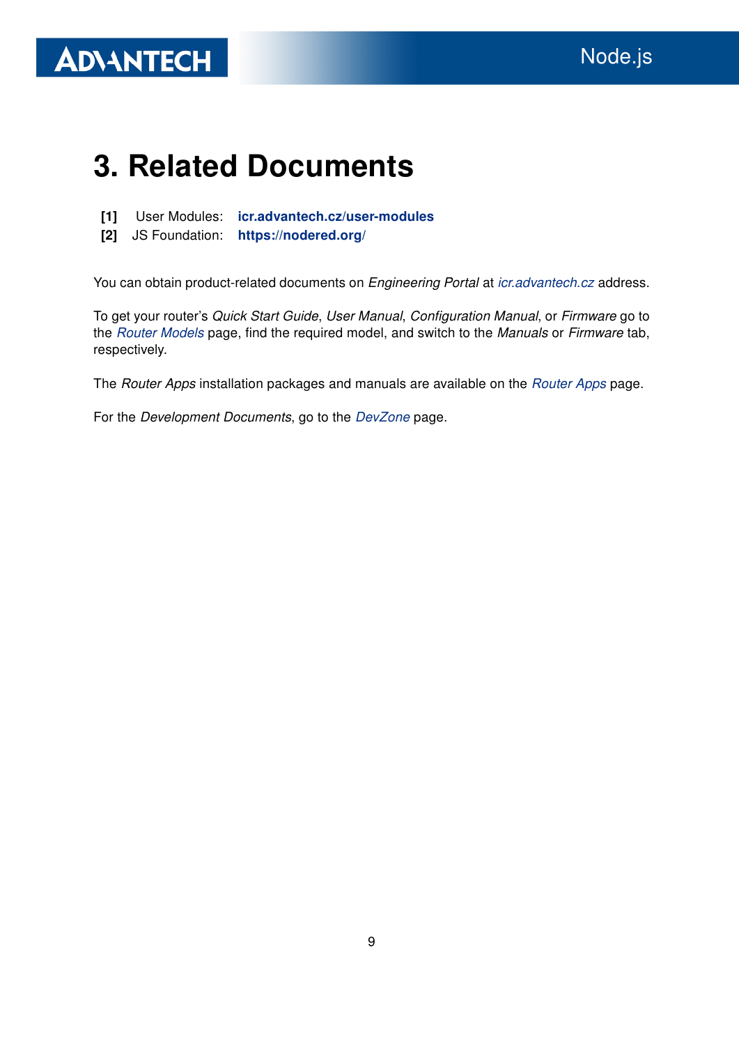# 3. Related Documents

**[1]** User Modules: **icr.advantech.cz/user-modules**
**[2]** JS Foundation: **https://nodered.org/**

You can obtain product-related documents on *Engineering Portal* at *icr.advantech.cz* address.

To get your router's *Quick Start Guide*, *User Manual*, *Configuration Manual*, or *Firmware* go to the *Router Models* page, find the required model, and switch to the *Manuals* or *Firmware* tab, respectively.

The *Router Apps* installation packages and manuals are available on the *Router Apps* page.

For the *Development Documents*, go to the *DevZone* page.